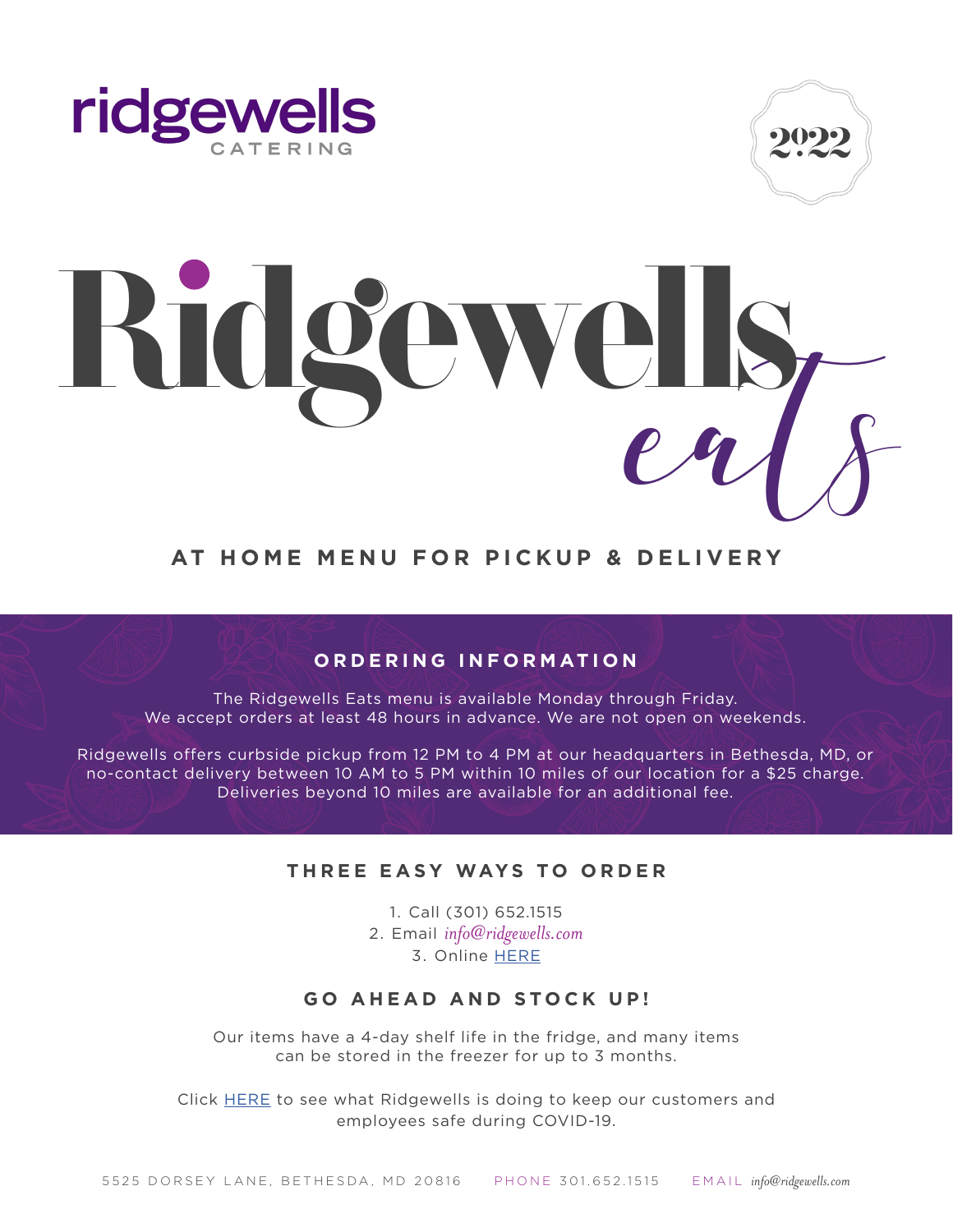ridgewells CATERING

2022

# Ridgewells *eats*

## AT HOME MENU FOR PICKUP & DELIVERY

### ORDERING INFORMATION

The Ridgewells Eats menu is available Monday through Friday.
We accept orders at least 48 hours in advance. We are not open on weekends.

Ridgewells offers curbside pickup from 12 PM to 4 PM at our headquarters in Bethesda, MD, or no-contact delivery between 10 AM to 5 PM within 10 miles of our location for a $25 charge. Deliveries beyond 10 miles are available for an additional fee.

### THREE EASY WAYS TO ORDER

1. Call (301) 652.1515
2. Email *info@ridgewells.com*
3. Online HERE

### GO AHEAD AND STOCK UP!

Our items have a 4-day shelf life in the fridge, and many items can be stored in the freezer for up to 3 months.

Click HERE to see what Ridgewells is doing to keep our customers and employees safe during COVID-19.

5525 DORSEY LANE, BETHESDA, MD 20816 PHONE 301.652.1515 EMAIL *info@ridgewells.com*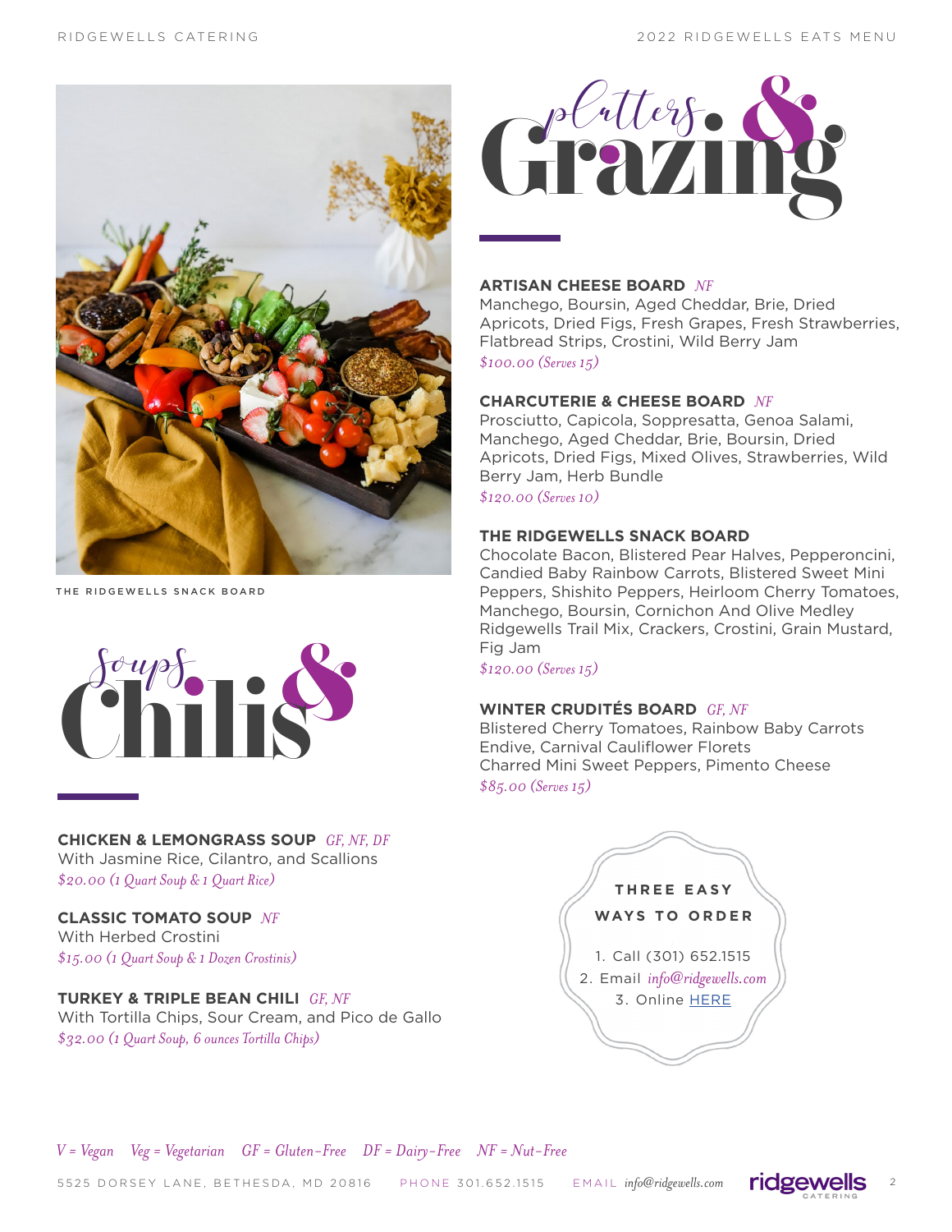THE RIDGEWELLS SNACK BOARD

# Platters & Grazing

**ARTISAN CHEESE BOARD** *NF*
Manchego, Boursin, Aged Cheddar, Brie, Dried Apricots, Dried Figs, Fresh Grapes, Fresh Strawberries, Flatbread Strips, Crostini, Wild Berry Jam
*$100.00 (Serves 15)*

**CHARCUTERIE & CHEESE BOARD** *NF*
Prosciutto, Capicola, Soppresatta, Genoa Salami, Manchego, Aged Cheddar, Brie, Boursin, Dried Apricots, Dried Figs, Mixed Olives, Strawberries, Wild Berry Jam, Herb Bundle
*$120.00 (Serves 10)*

**THE RIDGEWELLS SNACK BOARD**
Chocolate Bacon, Blistered Pear Halves, Pepperoncini, Candied Baby Rainbow Carrots, Blistered Sweet Mini Peppers, Shishito Peppers, Heirloom Cherry Tomatoes, Manchego, Boursin, Cornichon And Olive Medley Ridgewells Trail Mix, Crackers, Crostini, Grain Mustard, Fig Jam
*$120.00 (Serves 15)*

**WINTER CRUDITÉS BOARD** *GF, NF*
Blistered Cherry Tomatoes, Rainbow Baby Carrots
Endive, Carnival Cauliflower Florets
Charred Mini Sweet Peppers, Pimento Cheese
*$85.00 (Serves 15)*

# Soups & Chilis

**CHICKEN & LEMONGRASS SOUP** *GF, NF, DF*
With Jasmine Rice, Cilantro, and Scallions
*$20.00 (1 Quart Soup & 1 Quart Rice)*

**CLASSIC TOMATO SOUP** *NF*
With Herbed Crostini
*$15.00 (1 Quart Soup & 1 Dozen Crostinis)*

**TURKEY & TRIPLE BEAN CHILI** *GF, NF*
With Tortilla Chips, Sour Cream, and Pico de Gallo
*$32.00 (1 Quart Soup, 6 ounces Tortilla Chips)*

**THREE EASY WAYS TO ORDER**

1. Call (301) 652.1515
2. Email *info@ridgewells.com*
3. Online HERE

*V = Vegan   Veg = Vegetarian   GF = Gluten-Free   DF = Dairy-Free   NF = Nut-Free*

5525 DORSEY LANE, BETHESDA, MD 20816   PHONE 301.652.1515   EMAIL *info@ridgewells.com*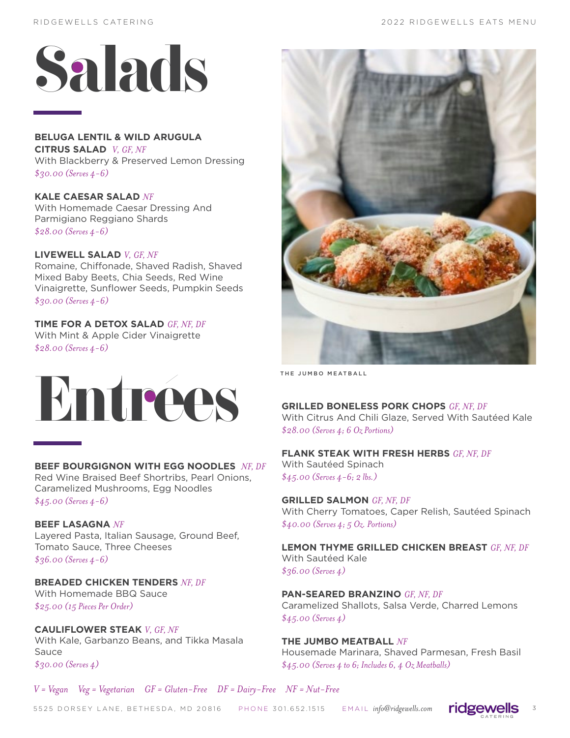# Salads

**BELUGA LENTIL & WILD ARUGULA CITRUS SALAD** *V, GF, NF*
With Blackberry & Preserved Lemon Dressing
*$30.00 (Serves 4-6)*

**KALE CAESAR SALAD** *NF*
With Homemade Caesar Dressing And Parmigiano Reggiano Shards
*$28.00 (Serves 4-6)*

**LIVEWELL SALAD** *V, GF, NF*
Romaine, Chiffonade, Shaved Radish, Shaved Mixed Baby Beets, Chia Seeds, Red Wine Vinaigrette, Sunflower Seeds, Pumpkin Seeds
*$30.00 (Serves 4-6)*

**TIME FOR A DETOX SALAD** *GF, NF, DF*
With Mint & Apple Cider Vinaigrette
*$28.00 (Serves 4-6)*

# Entrées

**BEEF BOURGIGNON WITH EGG NOODLES** *NF, DF*
Red Wine Braised Beef Shortribs, Pearl Onions, Caramelized Mushrooms, Egg Noodles
*$45.00 (Serves 4-6)*

**BEEF LASAGNA** *NF*
Layered Pasta, Italian Sausage, Ground Beef, Tomato Sauce, Three Cheeses
*$36.00 (Serves 4-6)*

**BREADED CHICKEN TENDERS** *NF, DF*
With Homemade BBQ Sauce
*$25.00 (15 Pieces Per Order)*

**CAULIFLOWER STEAK** *V, GF, NF*
With Kale, Garbanzo Beans, and Tikka Masala Sauce
*$30.00 (Serves 4)*

THE JUMBO MEATBALL

**GRILLED BONELESS PORK CHOPS** *GF, NF, DF*
With Citrus And Chili Glaze, Served With Sautéed Kale
*$28.00 (Serves 4; 6 Oz Portions)*

**FLANK STEAK WITH FRESH HERBS** *GF, NF, DF*
With Sautéed Spinach
*$45.00 (Serves 4-6; 2 lbs.)*

**GRILLED SALMON** *GF, NF, DF*
With Cherry Tomatoes, Caper Relish, Sautéed Spinach
*$40.00 (Serves 4; 5 Oz. Portions)*

**LEMON THYME GRILLED CHICKEN BREAST** *GF, NF, DF*
With Sautéed Kale
*$36.00 (Serves 4)*

**PAN-SEARED BRANZINO** *GF, NF, DF*
Caramelized Shallots, Salsa Verde, Charred Lemons
*$45.00 (Serves 4)*

**THE JUMBO MEATBALL** *NF*
Housemade Marinara, Shaved Parmesan, Fresh Basil
*$45.00 (Serves 4 to 6; Includes 6, 4 Oz Meatballs)*

*V = Vegan  Veg = Vegetarian  GF = Gluten-Free  DF = Dairy-Free  NF = Nut-Free*

5525 DORSEY LANE, BETHESDA, MD 20816  PHONE 301.652.1515  EMAIL *info@ridgewells.com*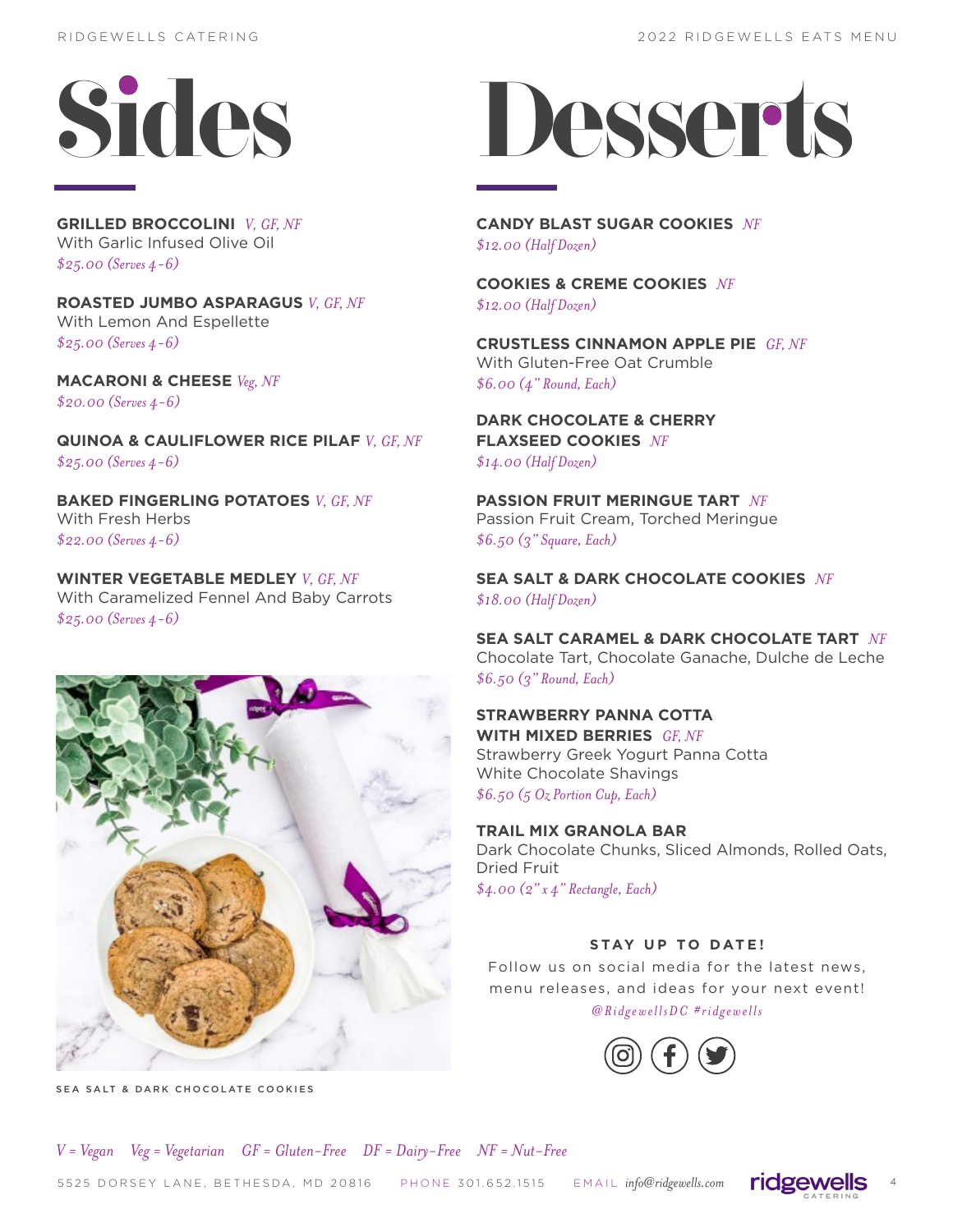# Sides

**GRILLED BROCCOLINI** *V, GF, NF*
With Garlic Infused Olive Oil
*$25.00 (Serves 4-6)*

**ROASTED JUMBO ASPARAGUS** *V, GF, NF*
With Lemon And Espellette
*$25.00 (Serves 4-6)*

**MACARONI & CHEESE** *Veg, NF*
*$20.00 (Serves 4-6)*

**QUINOA & CAULIFLOWER RICE PILAF** *V, GF, NF*
*$25.00 (Serves 4-6)*

**BAKED FINGERLING POTATOES** *V, GF, NF*
With Fresh Herbs
*$22.00 (Serves 4-6)*

**WINTER VEGETABLE MEDLEY** *V, GF, NF*
With Caramelized Fennel And Baby Carrots
*$25.00 (Serves 4-6)*

SEA SALT & DARK CHOCOLATE COOKIES

# Desserts

**CANDY BLAST SUGAR COOKIES** *NF*
*$12.00 (Half Dozen)*

**COOKIES & CREME COOKIES** *NF*
*$12.00 (Half Dozen)*

**CRUSTLESS CINNAMON APPLE PIE** *GF, NF*
With Gluten-Free Oat Crumble
*$6.00 (4" Round, Each)*

**DARK CHOCOLATE & CHERRY FLAXSEED COOKIES** *NF*
*$14.00 (Half Dozen)*

**PASSION FRUIT MERINGUE TART** *NF*
Passion Fruit Cream, Torched Meringue
*$6.50 (3" Square, Each)*

**SEA SALT & DARK CHOCOLATE COOKIES** *NF*
*$18.00 (Half Dozen)*

**SEA SALT CARAMEL & DARK CHOCOLATE TART** *NF*
Chocolate Tart, Chocolate Ganache, Dulche de Leche
*$6.50 (3" Round, Each)*

**STRAWBERRY PANNA COTTA WITH MIXED BERRIES** *GF, NF*
Strawberry Greek Yogurt Panna Cotta
White Chocolate Shavings
*$6.50 (5 Oz Portion Cup, Each)*

**TRAIL MIX GRANOLA BAR**
Dark Chocolate Chunks, Sliced Almonds, Rolled Oats, Dried Fruit
*$4.00 (2" x 4" Rectangle, Each)*

**STAY UP TO DATE!**
Follow us on social media for the latest news, menu releases, and ideas for your next event!
*@RidgewellsDC #ridgewells*

*V = Vegan   Veg = Vegetarian   GF = Gluten-Free   DF = Dairy-Free   NF = Nut-Free*

5525 DORSEY LANE, BETHESDA, MD 20816   PHONE 301.652.1515   EMAIL *info@ridgewells.com*